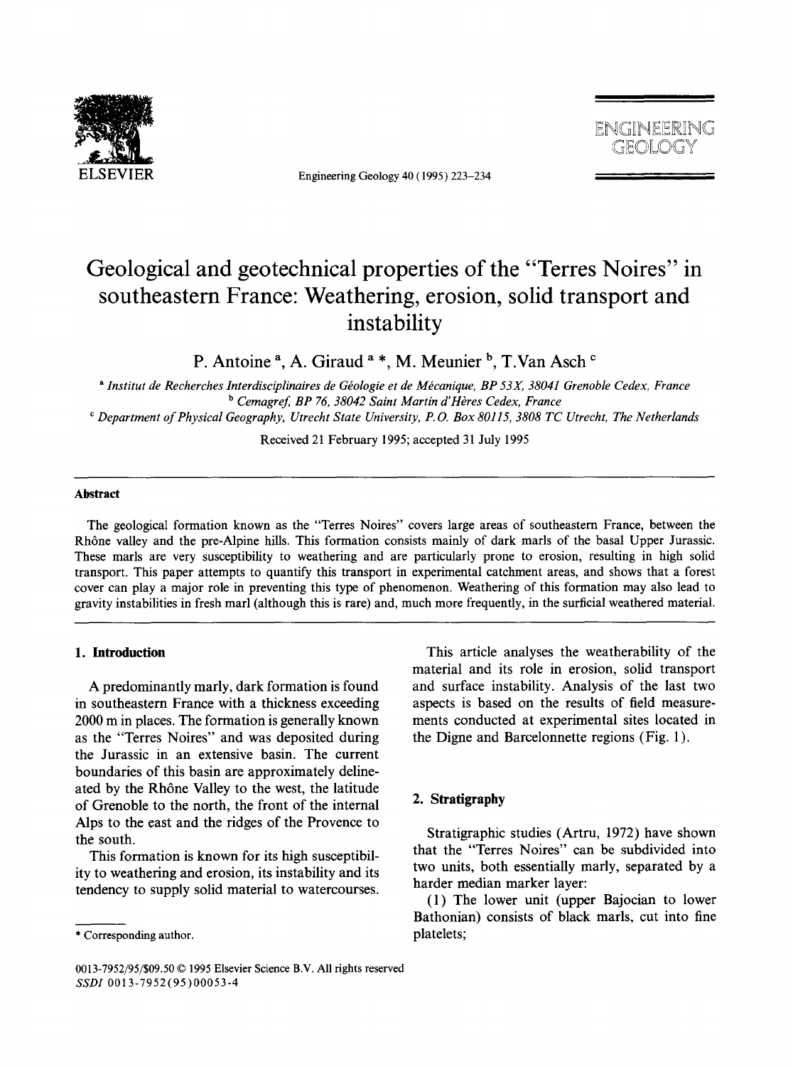# Geological and geotechnical properties of the "Terres Noires" in southeastern France: Weathering, erosion, solid transport and instability

P. Antoine [a], A. Giraud [a,*], M. Meunier [b], T.Van Asch [c]

[a] *Institut de Recherches Interdisciplinaires de Géologie et de Mécanique, BP 53X, 38041 Grenoble Cedex, France*
[b] *Cemagref, BP 76, 38042 Saint Martin d'Hères Cedex, France*
[c] *Department of Physical Geography, Utrecht State University, P.O. Box 80115, 3808 TC Utrecht, The Netherlands*

Received 21 February 1995; accepted 31 July 1995

## Abstract

The geological formation known as the "Terres Noires" covers large areas of southeastern France, between the Rhône valley and the pre-Alpine hills. This formation consists mainly of dark marls of the basal Upper Jurassic. These marls are very susceptibility to weathering and are particularly prone to erosion, resulting in high solid transport. This paper attempts to quantify this transport in experimental catchment areas, and shows that a forest cover can play a major role in preventing this type of phenomenon. Weathering of this formation may also lead to gravity instabilities in fresh marl (although this is rare) and, much more frequently, in the surficial weathered material.

## 1. Introduction

A predominantly marly, dark formation is found in southeastern France with a thickness exceeding 2000 m in places. The formation is generally known as the "Terres Noires" and was deposited during the Jurassic in an extensive basin. The current boundaries of this basin are approximately delineated by the Rhône Valley to the west, the latitude of Grenoble to the north, the front of the internal Alps to the east and the ridges of the Provence to the south.

This formation is known for its high susceptibility to weathering and erosion, its instability and its tendency to supply solid material to watercourses.

This article analyses the weatherability of the material and its role in erosion, solid transport and surface instability. Analysis of the last two aspects is based on the results of field measurements conducted at experimental sites located in the Digne and Barcelonnette regions (Fig. 1).

## 2. Stratigraphy

Stratigraphic studies (Artru, 1972) have shown that the "Terres Noires" can be subdivided into two units, both essentially marly, separated by a harder median marker layer:

(1) The lower unit (upper Bajocian to lower Bathonian) consists of black marls, cut into fine platelets;

\* Corresponding author.

0013-7952/95/$09.50 © 1995 Elsevier Science B.V. All rights reserved
*SSDI* 0013-7952(95)00053-4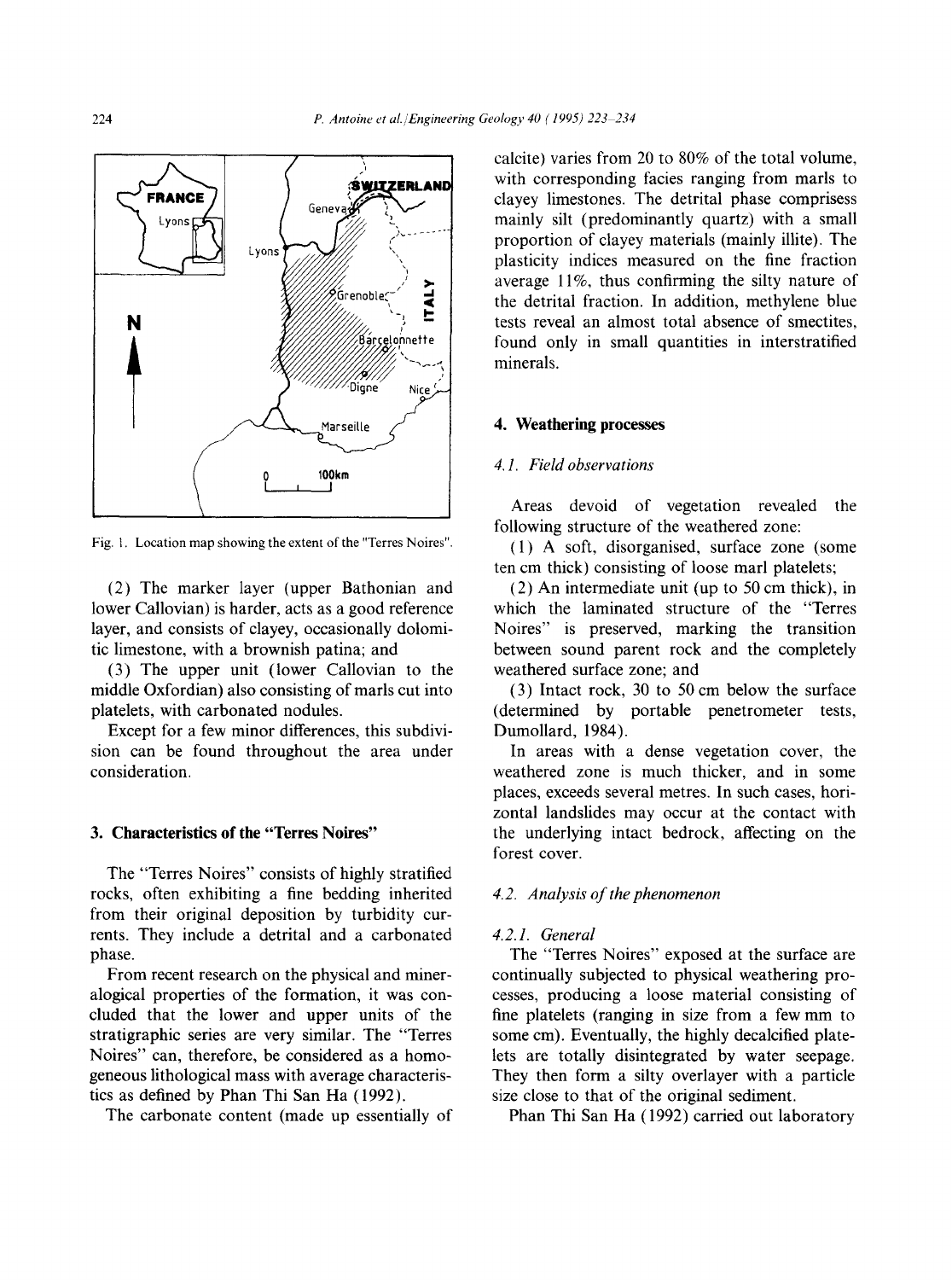Fig. 1. Location map showing the extent of the "Terres Noires".

(2) The marker layer (upper Bathonian and lower Callovian) is harder, acts as a good reference layer, and consists of clayey, occasionally dolomitic limestone, with a brownish patina; and

(3) The upper unit (lower Callovian to the middle Oxfordian) also consisting of marls cut into platelets, with carbonated nodules.

Except for a few minor differences, this subdivision can be found throughout the area under consideration.

## 3. Characteristics of the "Terres Noires"

The "Terres Noires" consists of highly stratified rocks, often exhibiting a fine bedding inherited from their original deposition by turbidity currents. They include a detrital and a carbonated phase.

From recent research on the physical and mineralogical properties of the formation, it was concluded that the lower and upper units of the stratigraphic series are very similar. The "Terres Noires" can, therefore, be considered as a homogeneous lithological mass with average characteristics as defined by Phan Thi San Ha (1992).

The carbonate content (made up essentially of calcite) varies from 20 to 80% of the total volume, with corresponding facies ranging from marls to clayey limestones. The detrital phase comprisess mainly silt (predominantly quartz) with a small proportion of clayey materials (mainly illite). The plasticity indices measured on the fine fraction average 11%, thus confirming the silty nature of the detrital fraction. In addition, methylene blue tests reveal an almost total absence of smectites, found only in small quantities in interstratified minerals.

## 4. Weathering processes

### 4.1. Field observations

Areas devoid of vegetation revealed the following structure of the weathered zone:

(1) A soft, disorganised, surface zone (some ten cm thick) consisting of loose marl platelets;

(2) An intermediate unit (up to 50 cm thick), in which the laminated structure of the "Terres Noires" is preserved, marking the transition between sound parent rock and the completely weathered surface zone; and

(3) Intact rock, 30 to 50 cm below the surface (determined by portable penetrometer tests, Dumollard, 1984).

In areas with a dense vegetation cover, the weathered zone is much thicker, and in some places, exceeds several metres. In such cases, horizontal landslides may occur at the contact with the underlying intact bedrock, affecting on the forest cover.

### 4.2. Analysis of the phenomenon

#### 4.2.1. General

The "Terres Noires" exposed at the surface are continually subjected to physical weathering processes, producing a loose material consisting of fine platelets (ranging in size from a few mm to some cm). Eventually, the highly decalcified platelets are totally disintegrated by water seepage. They then form a silty overlayer with a particle size close to that of the original sediment.

Phan Thi San Ha (1992) carried out laboratory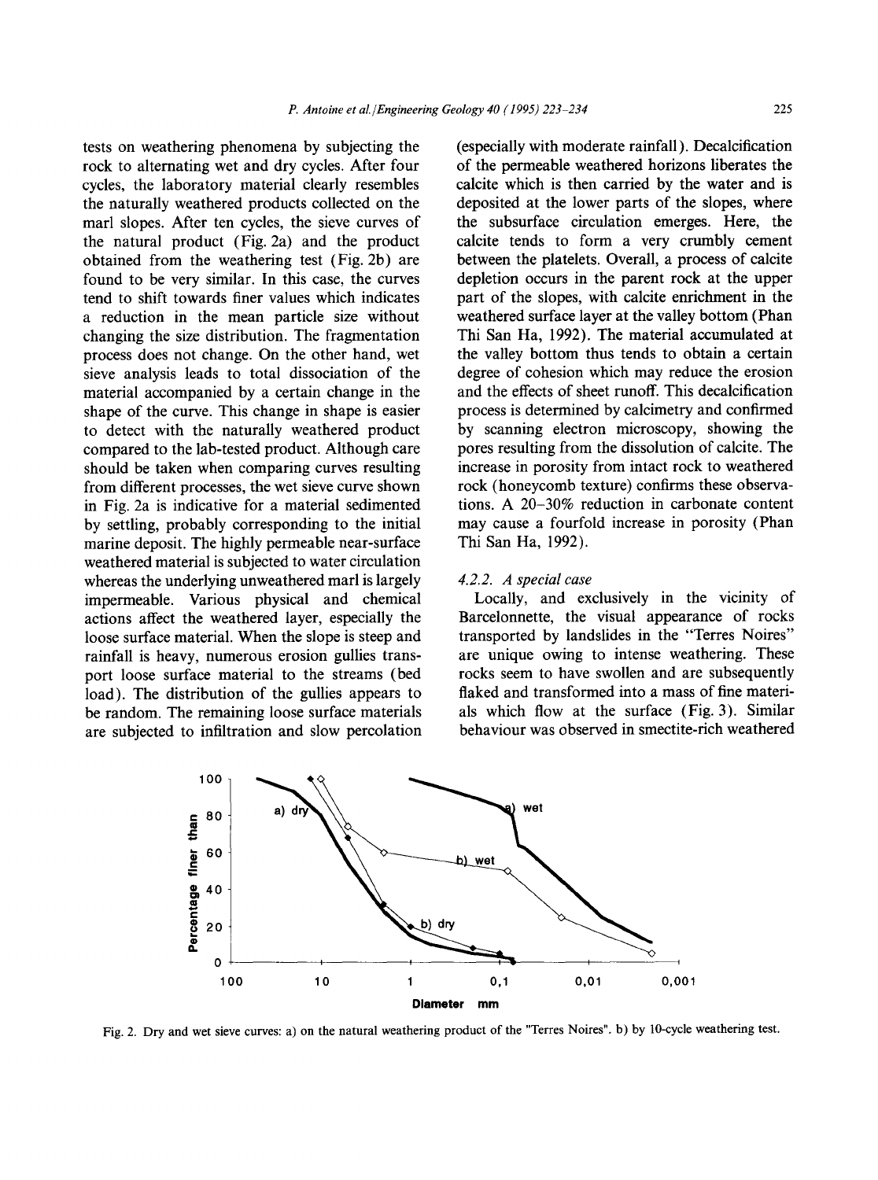tests on weathering phenomena by subjecting the rock to alternating wet and dry cycles. After four cycles, the laboratory material clearly resembles the naturally weathered products collected on the marl slopes. After ten cycles, the sieve curves of the natural product (Fig. 2a) and the product obtained from the weathering test (Fig. 2b) are found to be very similar. In this case, the curves tend to shift towards finer values which indicates a reduction in the mean particle size without changing the size distribution. The fragmentation process does not change. On the other hand, wet sieve analysis leads to total dissociation of the material accompanied by a certain change in the shape of the curve. This change in shape is easier to detect with the naturally weathered product compared to the lab-tested product. Although care should be taken when comparing curves resulting from different processes, the wet sieve curve shown in Fig. 2a is indicative for a material sedimented by settling, probably corresponding to the initial marine deposit. The highly permeable near-surface weathered material is subjected to water circulation whereas the underlying unweathered marl is largely impermeable. Various physical and chemical actions affect the weathered layer, especially the loose surface material. When the slope is steep and rainfall is heavy, numerous erosion gullies transport loose surface material to the streams (bed load). The distribution of the gullies appears to be random. The remaining loose surface materials are subjected to infiltration and slow percolation (especially with moderate rainfall). Decalcification of the permeable weathered horizons liberates the calcite which is then carried by the water and is deposited at the lower parts of the slopes, where the subsurface circulation emerges. Here, the calcite tends to form a very crumbly cement between the platelets. Overall, a process of calcite depletion occurs in the parent rock at the upper part of the slopes, with calcite enrichment in the weathered surface layer at the valley bottom (Phan Thi San Ha, 1992). The material accumulated at the valley bottom thus tends to obtain a certain degree of cohesion which may reduce the erosion and the effects of sheet runoff. This decalcification process is determined by calcimetry and confirmed by scanning electron microscopy, showing the pores resulting from the dissolution of calcite. The increase in porosity from intact rock to weathered rock (honeycomb texture) confirms these observations. A 20–30% reduction in carbonate content may cause a fourfold increase in porosity (Phan Thi San Ha, 1992).

#### 4.2.2. *A special case*

Locally, and exclusively in the vicinity of Barcelonnette, the visual appearance of rocks transported by landslides in the "Terres Noires" are unique owing to intense weathering. These rocks seem to have swollen and are subsequently flaked and transformed into a mass of fine materials which flow at the surface (Fig. 3). Similar behaviour was observed in smectite-rich weathered

Percentage finer than
100
80
60
40
20
0
100
10
1
0,1
0,01
0,001
Diameter mm
a) dry
a) wet
b) wet
b) dry

Fig. 2. Dry and wet sieve curves: a) on the natural weathering product of the "Terres Noires". b) by 10-cycle weathering test.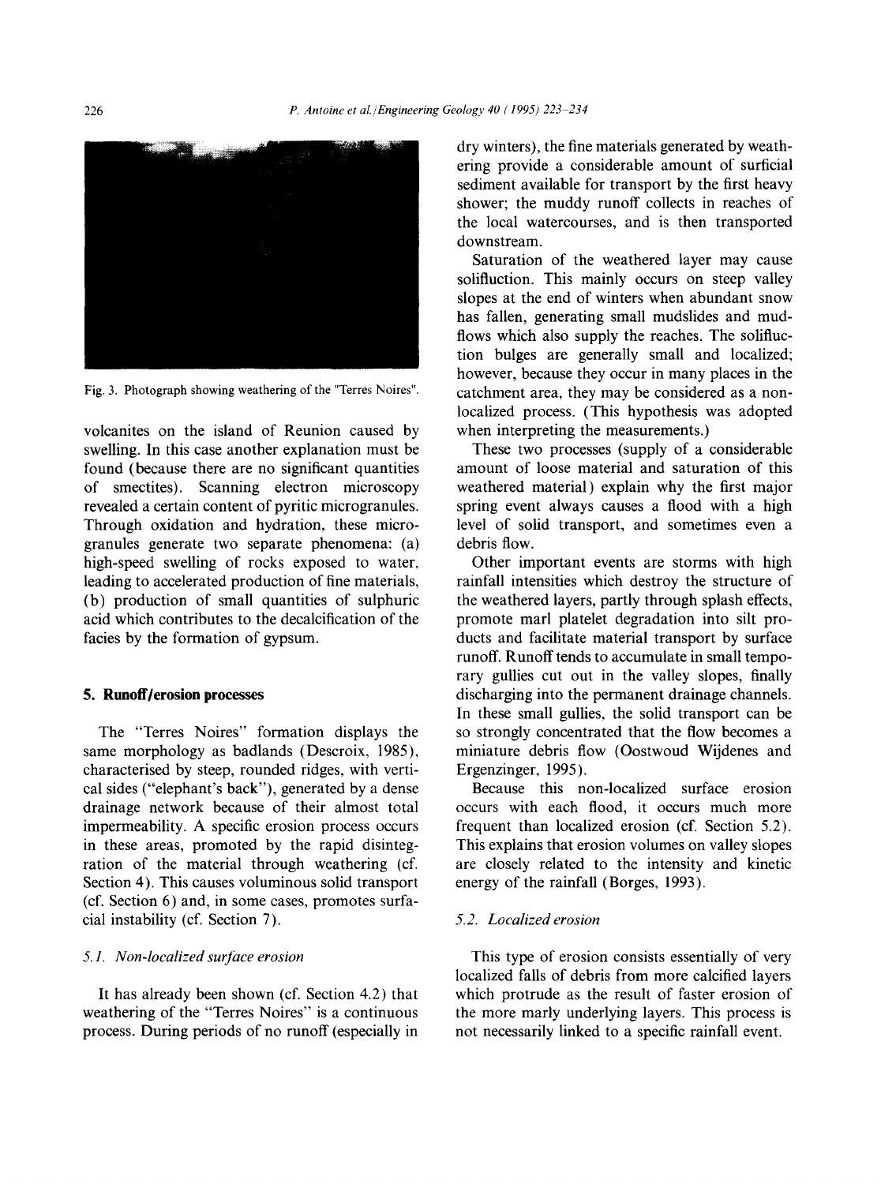Fig. 3. Photograph showing weathering of the "Terres Noires".

volcanites on the island of Reunion caused by swelling. In this case another explanation must be found (because there are no significant quantities of smectites). Scanning electron microscopy revealed a certain content of pyritic microgranules. Through oxidation and hydration, these microgranules generate two separate phenomena: (a) high-speed swelling of rocks exposed to water, leading to accelerated production of fine materials, (b) production of small quantities of sulphuric acid which contributes to the decalcification of the facies by the formation of gypsum.

## 5. Runoff/erosion processes

The "Terres Noires" formation displays the same morphology as badlands (Descroix, 1985), characterised by steep, rounded ridges, with vertical sides ("elephant's back"), generated by a dense drainage network because of their almost total impermeability. A specific erosion process occurs in these areas, promoted by the rapid disintegration of the material through weathering (cf. Section 4). This causes voluminous solid transport (cf. Section 6) and, in some cases, promotes surfacial instability (cf. Section 7).

### *5.1. Non-localized surface erosion*

It has already been shown (cf. Section 4.2) that weathering of the "Terres Noires" is a continuous process. During periods of no runoff (especially in dry winters), the fine materials generated by weathering provide a considerable amount of surficial sediment available for transport by the first heavy shower; the muddy runoff collects in reaches of the local watercourses, and is then transported downstream.

Saturation of the weathered layer may cause solifluction. This mainly occurs on steep valley slopes at the end of winters when abundant snow has fallen, generating small mudslides and mudflows which also supply the reaches. The solifluction bulges are generally small and localized; however, because they occur in many places in the catchment area, they may be considered as a non-localized process. (This hypothesis was adopted when interpreting the measurements.)

These two processes (supply of a considerable amount of loose material and saturation of this weathered material) explain why the first major spring event always causes a flood with a high level of solid transport, and sometimes even a debris flow.

Other important events are storms with high rainfall intensities which destroy the structure of the weathered layers, partly through splash effects, promote marl platelet degradation into silt products and facilitate material transport by surface runoff. Runoff tends to accumulate in small temporary gullies cut out in the valley slopes, finally discharging into the permanent drainage channels. In these small gullies, the solid transport can be so strongly concentrated that the flow becomes a miniature debris flow (Oostwoud Wijdenes and Ergenzinger, 1995).

Because this non-localized surface erosion occurs with each flood, it occurs much more frequent than localized erosion (cf. Section 5.2). This explains that erosion volumes on valley slopes are closely related to the intensity and kinetic energy of the rainfall (Borges, 1993).

### *5.2. Localized erosion*

This type of erosion consists essentially of very localized falls of debris from more calcified layers which protrude as the result of faster erosion of the more marly underlying layers. This process is not necessarily linked to a specific rainfall event.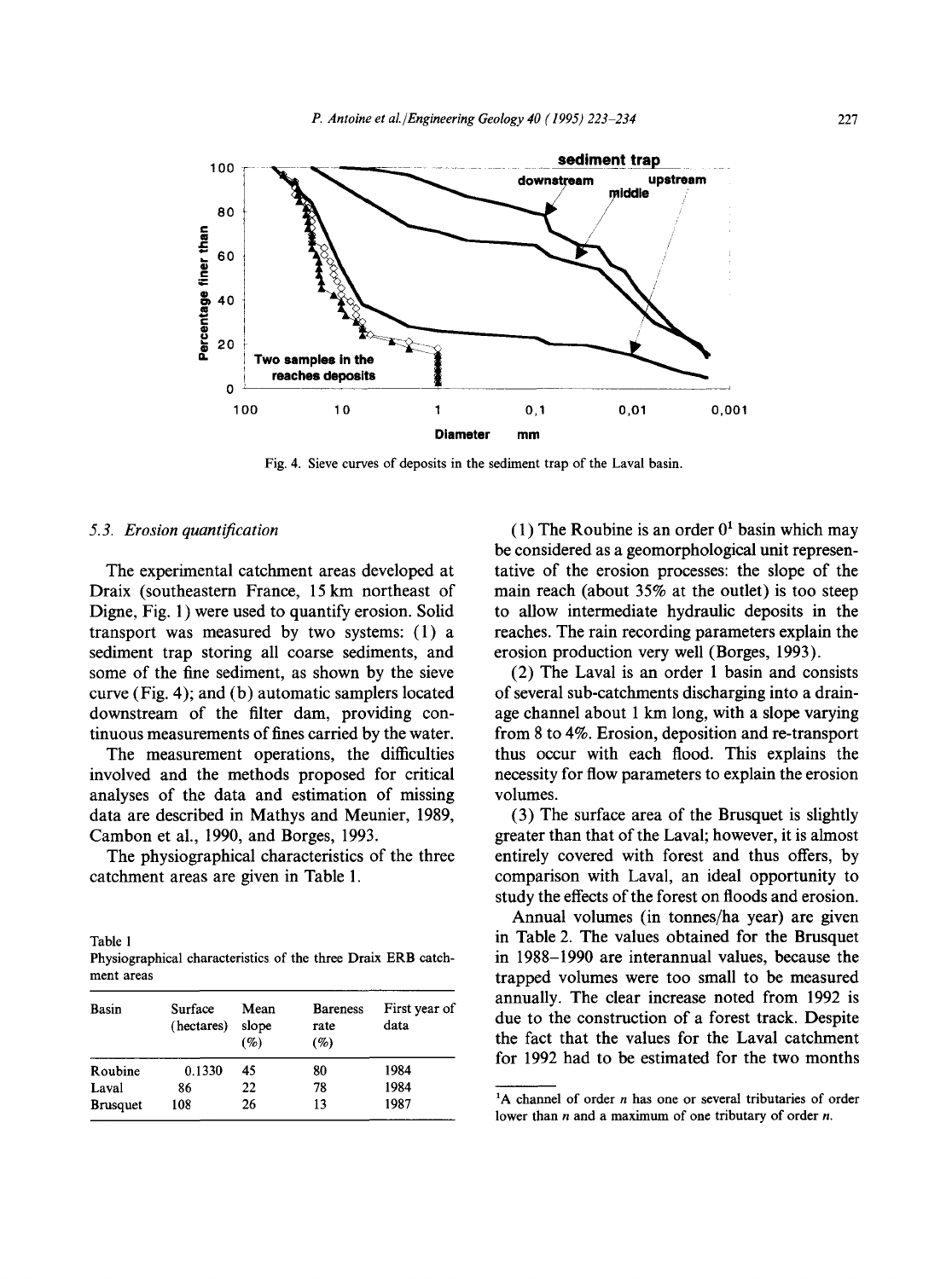Fig. 4. Sieve curves of deposits in the sediment trap of the Laval basin.

### 5.3. Erosion quantification

The experimental catchment areas developed at Draix (southeastern France, 15 km northeast of Digne, Fig. 1) were used to quantify erosion. Solid transport was measured by two systems: (1) a sediment trap storing all coarse sediments, and some of the fine sediment, as shown by the sieve curve (Fig. 4); and (b) automatic samplers located downstream of the filter dam, providing continuous measurements of fines carried by the water.

The measurement operations, the difficulties involved and the methods proposed for critical analyses of the data and estimation of missing data are described in Mathys and Meunier, 1989, Cambon et al., 1990, and Borges, 1993.

The physiographical characteristics of the three catchment areas are given in Table 1.

Table 1
Physiographical characteristics of the three Draix ERB catchment areas

| Basin | Surface (hectares) | Mean slope (%) | Bareness rate (%) | First year of data |
|---|---|---|---|---|
| Roubine | 0.1330 | 45 | 80 | 1984 |
| Laval | 86 | 22 | 78 | 1984 |
| Brusquet | 108 | 26 | 13 | 1987 |

(1) The Roubine is an order 0[1] basin which may be considered as a geomorphological unit representative of the erosion processes: the slope of the main reach (about 35% at the outlet) is too steep to allow intermediate hydraulic deposits in the reaches. The rain recording parameters explain the erosion production very well (Borges, 1993).

(2) The Laval is an order 1 basin and consists of several sub-catchments discharging into a drainage channel about 1 km long, with a slope varying from 8 to 4%. Erosion, deposition and re-transport thus occur with each flood. This explains the necessity for flow parameters to explain the erosion volumes.

(3) The surface area of the Brusquet is slightly greater than that of the Laval; however, it is almost entirely covered with forest and thus offers, by comparison with Laval, an ideal opportunity to study the effects of the forest on floods and erosion.

Annual volumes (in tonnes/ha year) are given in Table 2. The values obtained for the Brusquet in 1988–1990 are interannual values, because the trapped volumes were too small to be measured annually. The clear increase noted from 1992 is due to the construction of a forest track. Despite the fact that the values for the Laval catchment for 1992 had to be estimated for the two months

[1] A channel of order $n$ has one or several tributaries of order lower than $n$ and a maximum of one tributary of order $n$.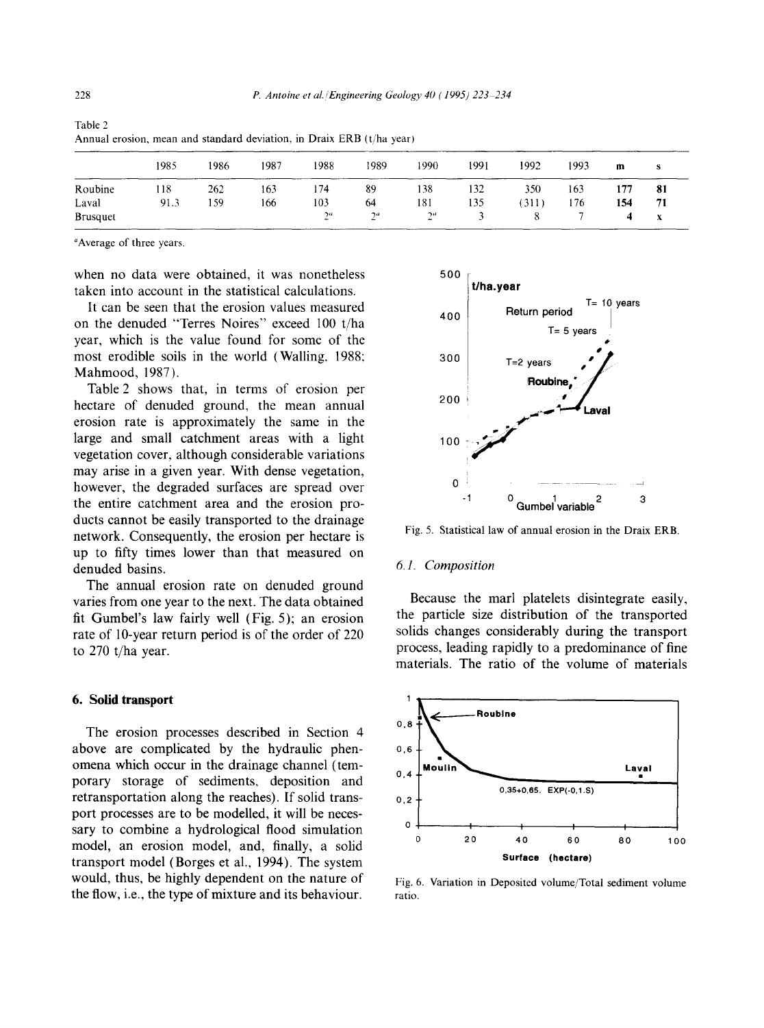Table 2
Annual erosion, mean and standard deviation, in Draix ERB (t/ha year)

| | 1985 | 1986 | 1987 | 1988 | 1989 | 1990 | 1991 | 1992 | 1993 | **m** | **s** |
|---|---|---|---|---|---|---|---|---|---|---|---|
| Roubine | 118 | 262 | 163 | 174 | 89 | 138 | 132 | 350 | 163 | **177** | **81** |
| Laval | 91.3 | 159 | 166 | 103 | 64 | 181 | 135 | (311) | 176 | **154** | **71** |
| Brusquet | | | | 2[a] | 2[a] | 2[a] | 3 | 8 | 7 | **4** | **x** |

[a]Average of three years.

when no data were obtained, it was nonetheless taken into account in the statistical calculations.

It can be seen that the erosion values measured on the denuded "Terres Noires" exceed 100 t/ha year, which is the value found for some of the most erodible soils in the world (Walling, 1988; Mahmood, 1987).

Table 2 shows that, in terms of erosion per hectare of denuded ground, the mean annual erosion rate is approximately the same in the large and small catchment areas with a light vegetation cover, although considerable variations may arise in a given year. With dense vegetation, however, the degraded surfaces are spread over the entire catchment area and the erosion products cannot be easily transported to the drainage network. Consequently, the erosion per hectare is up to fifty times lower than that measured on denuded basins.

The annual erosion rate on denuded ground varies from one year to the next. The data obtained fit Gumbel's law fairly well (Fig. 5); an erosion rate of 10-year return period is of the order of 220 to 270 t/ha year.

Fig. 5. Statistical law of annual erosion in the Draix ERB.

## 6. Solid transport

The erosion processes described in Section 4 above are complicated by the hydraulic phenomena which occur in the drainage channel (temporary storage of sediments, deposition and retransportation along the reaches). If solid transport processes are to be modelled, it will be necessary to combine a hydrological flood simulation model, an erosion model, and, finally, a solid transport model (Borges et al., 1994). The system would, thus, be highly dependent on the nature of the flow, i.e., the type of mixture and its behaviour.

### 6.1. Composition

Because the marl platelets disintegrate easily, the particle size distribution of the transported solids changes considerably during the transport process, leading rapidly to a predominance of fine materials. The ratio of the volume of materials

Fig. 6. Variation in Deposited volume/Total sediment volume ratio.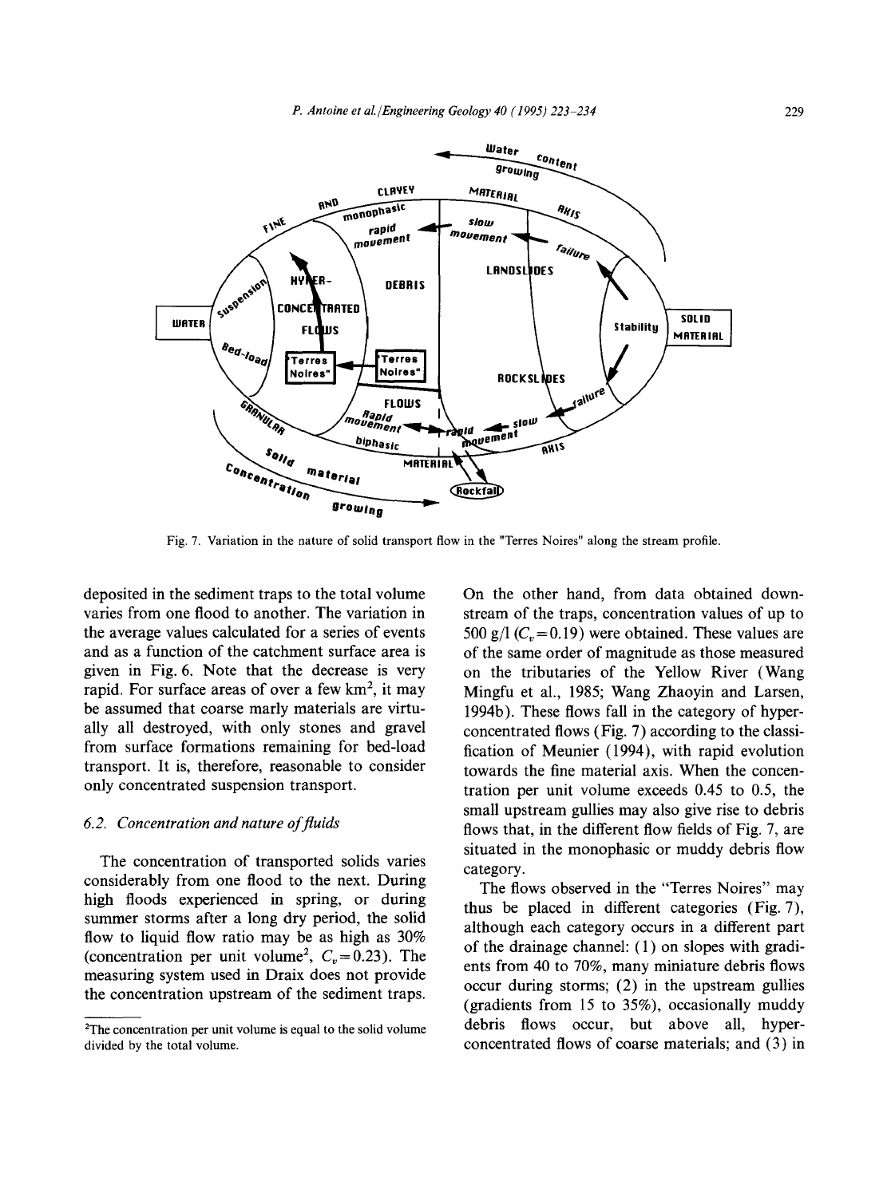Fig. 7. Variation in the nature of solid transport flow in the "Terres Noires" along the stream profile.

deposited in the sediment traps to the total volume varies from one flood to another. The variation in the average values calculated for a series of events and as a function of the catchment surface area is given in Fig. 6. Note that the decrease is very rapid. For surface areas of over a few km$^2$, it may be assumed that coarse marly materials are virtually all destroyed, with only stones and gravel from surface formations remaining for bed-load transport. It is, therefore, reasonable to consider only concentrated suspension transport.

### 6.2. Concentration and nature of fluids

The concentration of transported solids varies considerably from one flood to the next. During high floods experienced in spring, or during summer storms after a long dry period, the solid flow to liquid flow ratio may be as high as 30% (concentration per unit volume[2], $C_v = 0.23$). The measuring system used in Draix does not provide the concentration upstream of the sediment traps. On the other hand, from data obtained downstream of the traps, concentration values of up to 500 g/l ($C_v = 0.19$) were obtained. These values are of the same order of magnitude as those measured on the tributaries of the Yellow River (Wang Mingfu et al., 1985; Wang Zhaoyin and Larsen, 1994b). These flows fall in the category of hyperconcentrated flows (Fig. 7) according to the classification of Meunier (1994), with rapid evolution towards the fine material axis. When the concentration per unit volume exceeds 0.45 to 0.5, the small upstream gullies may also give rise to debris flows that, in the different flow fields of Fig. 7, are situated in the monophasic or muddy debris flow category.

The flows observed in the "Terres Noires" may thus be placed in different categories (Fig. 7), although each category occurs in a different part of the drainage channel: (1) on slopes with gradients from 40 to 70%, many miniature debris flows occur during storms; (2) in the upstream gullies (gradients from 15 to 35%), occasionally muddy debris flows occur, but above all, hyperconcentrated flows of coarse materials; and (3) in

[2] The concentration per unit volume is equal to the solid volume divided by the total volume.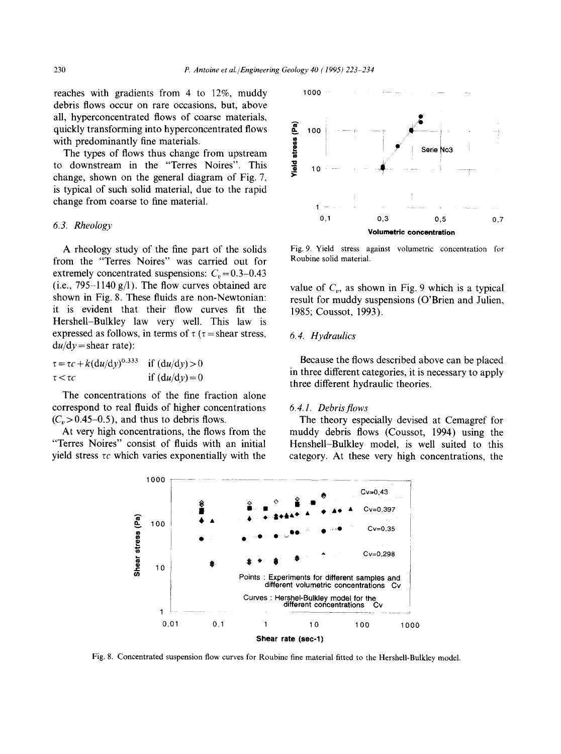reaches with gradients from 4 to 12%, muddy debris flows occur on rare occasions, but, above all, hyperconcentrated flows of coarse materials, quickly transforming into hyperconcentrated flows with predominantly fine materials.

The types of flows thus change from upstream to downstream in the "Terres Noires". This change, shown on the general diagram of Fig. 7, is typical of such solid material, due to the rapid change from coarse to fine material.

### 6.3. Rheology

A rheology study of the fine part of the solids from the "Terres Noires" was carried out for extremely concentrated suspensions: $C_v = 0.3$–$0.43$ (i.e., 795–1140 g/l). The flow curves obtained are shown in Fig. 8. These fluids are non-Newtonian: it is evident that their flow curves fit the Hershell–Bulkley law very well. This law is expressed as follows, in terms of $\tau$ ($\tau$ = shear stress, $du/dy$ = shear rate):

$$\tau = \tau c + k(du/dy)^{0.333} \quad \text{if } (du/dy) > 0$$

$$\tau < \tau c \quad \text{if } (du/dy) = 0$$

The concentrations of the fine fraction alone correspond to real fluids of higher concentrations ($C_v > 0.45$–$0.5$), and thus to debris flows.

At very high concentrations, the flows from the "Terres Noires" consist of fluids with an initial yield stress $\tau c$ which varies exponentially with the value of $C_v$, as shown in Fig. 9 which is a typical result for muddy suspensions (O'Brien and Julien, 1985; Coussot, 1993).

Fig. 9. Yield stress against volumetric concentration for Roubine solid material.

### 6.4. Hydraulics

Because the flows described above can be placed in three different categories, it is necessary to apply three different hydraulic theories.

#### 6.4.1. Debris flows

The theory especially devised at Cemagref for muddy debris flows (Coussot, 1994) using the Henshell–Bulkley model, is well suited to this category. At these very high concentrations, the

Fig. 8. Concentrated suspension flow curves for Roubine fine material fitted to the Hershell-Bulkley model.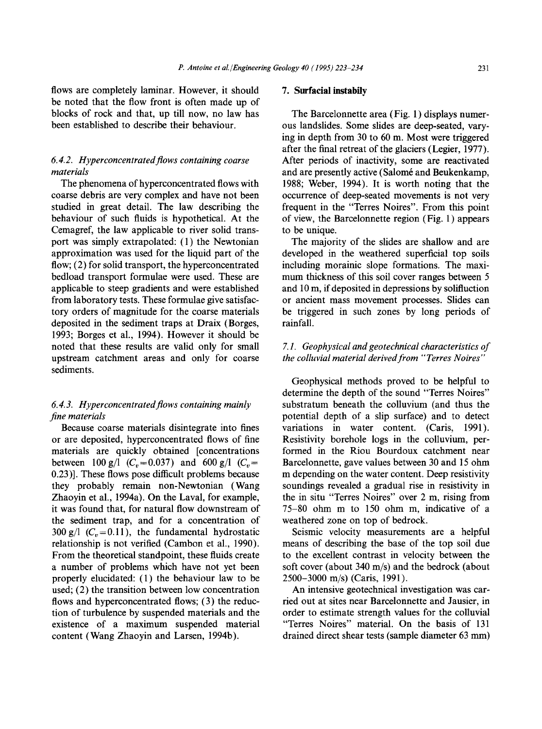flows are completely laminar. However, it should be noted that the flow front is often made up of blocks of rock and that, up till now, no law has been established to describe their behaviour.

#### 6.4.2. Hyperconcentrated flows containing coarse materials

The phenomena of hyperconcentrated flows with coarse debris are very complex and have not been studied in great detail. The law describing the behaviour of such fluids is hypothetical. At the Cemagref, the law applicable to river solid transport was simply extrapolated: (1) the Newtonian approximation was used for the liquid part of the flow; (2) for solid transport, the hyperconcentrated bedload transport formulae were used. These are applicable to steep gradients and were established from laboratory tests. These formulae give satisfactory orders of magnitude for the coarse materials deposited in the sediment traps at Draix (Borges, 1993; Borges et al., 1994). However it should be noted that these results are valid only for small upstream catchment areas and only for coarse sediments.

#### 6.4.3. Hyperconcentrated flows containing mainly fine materials

Because coarse materials disintegrate into fines or are deposited, hyperconcentrated flows of fine materials are quickly obtained [concentrations between 100 g/l ($C_v = 0.037$) and 600 g/l ($C_v = 0.23$)]. These flows pose difficult problems because they probably remain non-Newtonian (Wang Zhaoyin et al., 1994a). On the Laval, for example, it was found that, for natural flow downstream of the sediment trap, and for a concentration of 300 g/l ($C_v = 0.11$), the fundamental hydrostatic relationship is not verified (Cambon et al., 1990). From the theoretical standpoint, these fluids create a number of problems which have not yet been properly elucidated: (1) the behaviour law to be used; (2) the transition between low concentration flows and hyperconcentrated flows; (3) the reduction of turbulence by suspended materials and the existence of a maximum suspended material content (Wang Zhaoyin and Larsen, 1994b).

## 7. Surfacial instabily

The Barcelonnette area (Fig. 1) displays numerous landslides. Some slides are deep-seated, varying in depth from 30 to 60 m. Most were triggered after the final retreat of the glaciers (Legier, 1977). After periods of inactivity, some are reactivated and are presently active (Salomé and Beukenkamp, 1988; Weber, 1994). It is worth noting that the occurrence of deep-seated movements is not very frequent in the "Terres Noires". From this point of view, the Barcelonnette region (Fig. 1) appears to be unique.

The majority of the slides are shallow and are developed in the weathered superficial top soils including morainic slope formations. The maximum thickness of this soil cover ranges between 5 and 10 m, if deposited in depressions by solifluction or ancient mass movement processes. Slides can be triggered in such zones by long periods of rainfall.

### 7.1. Geophysical and geotechnical characteristics of the colluvial material derived from "Terres Noires"

Geophysical methods proved to be helpful to determine the depth of the sound "Terres Noires" substratum beneath the colluvium (and thus the potential depth of a slip surface) and to detect variations in water content. (Caris, 1991). Resistivity borehole logs in the colluvium, performed in the Riou Bourdoux catchment near Barcelonnette, gave values between 30 and 15 ohm m depending on the water content. Deep resistivity soundings revealed a gradual rise in resistivity in the in situ "Terres Noires" over 2 m, rising from 75–80 ohm m to 150 ohm m, indicative of a weathered zone on top of bedrock.

Seismic velocity measurements are a helpful means of describing the base of the top soil due to the excellent contrast in velocity between the soft cover (about 340 m/s) and the bedrock (about 2500–3000 m/s) (Caris, 1991).

An intensive geotechnical investigation was carried out at sites near Barcelonnette and Jausier, in order to estimate strength values for the colluvial "Terres Noires" material. On the basis of 131 drained direct shear tests (sample diameter 63 mm)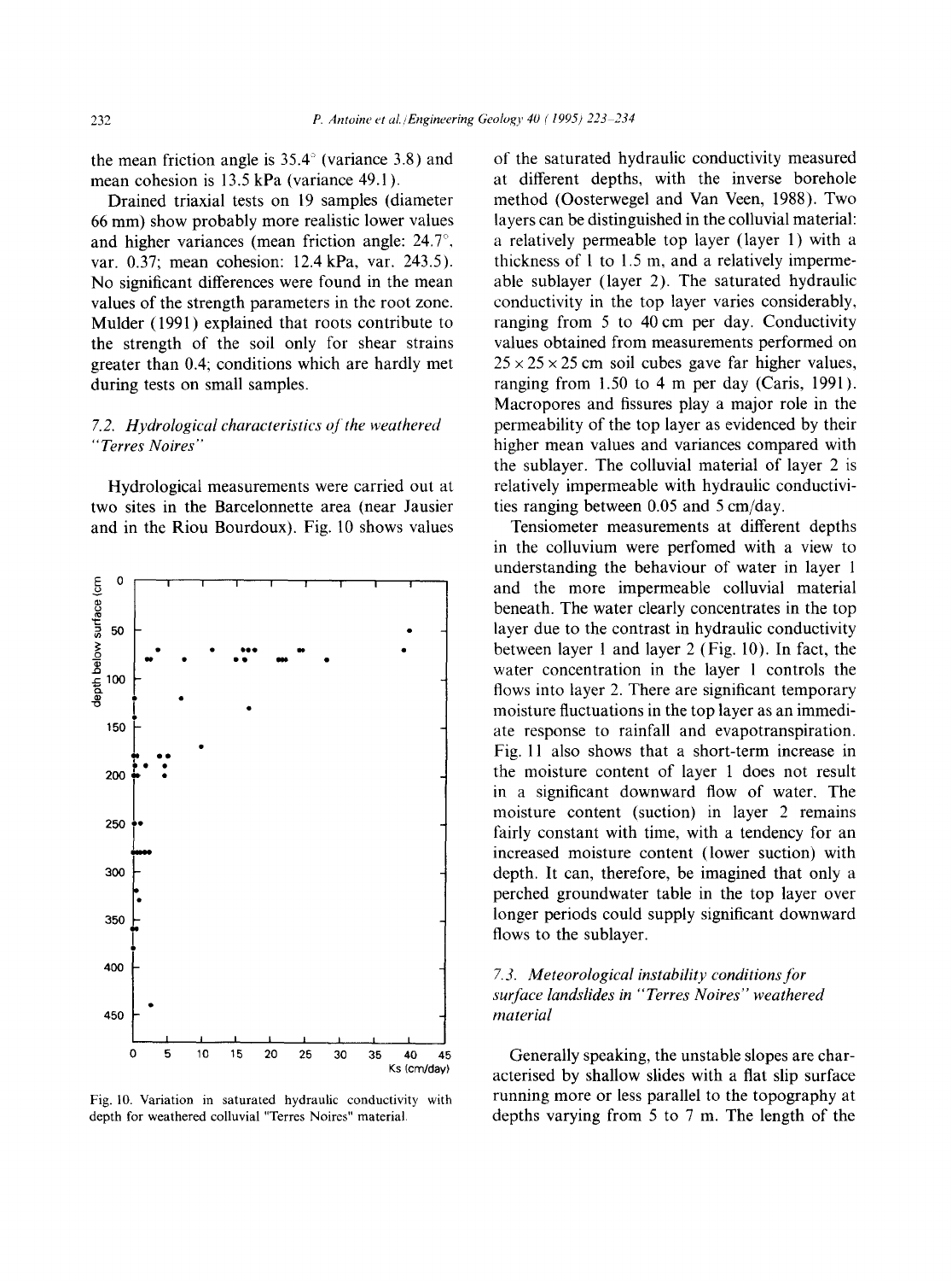the mean friction angle is 35.4° (variance 3.8) and mean cohesion is 13.5 kPa (variance 49.1).

Drained triaxial tests on 19 samples (diameter 66 mm) show probably more realistic lower values and higher variances (mean friction angle: 24.7°, var. 0.37; mean cohesion: 12.4 kPa, var. 243.5). No significant differences were found in the mean values of the strength parameters in the root zone. Mulder (1991) explained that roots contribute to the strength of the soil only for shear strains greater than 0.4; conditions which are hardly met during tests on small samples.

### 7.2. Hydrological characteristics of the weathered "Terres Noires"

Hydrological measurements were carried out at two sites in the Barcelonnette area (near Jausier and in the Riou Bourdoux). Fig. 10 shows values of the saturated hydraulic conductivity measured at different depths, with the inverse borehole method (Oosterwegel and Van Veen, 1988). Two layers can be distinguished in the colluvial material: a relatively permeable top layer (layer 1) with a thickness of 1 to 1.5 m, and a relatively impermeable sublayer (layer 2). The saturated hydraulic conductivity in the top layer varies considerably, ranging from 5 to 40 cm per day. Conductivity values obtained from measurements performed on $25 \times 25 \times 25$ cm soil cubes gave far higher values, ranging from 1.50 to 4 m per day (Caris, 1991). Macropores and fissures play a major role in the permeability of the top layer as evidenced by their higher mean values and variances compared with the sublayer. The colluvial material of layer 2 is relatively impermeable with hydraulic conductivities ranging between 0.05 and 5 cm/day.

Fig. 10. Variation in saturated hydraulic conductivity with depth for weathered colluvial "Terres Noires" material.

Tensiometer measurements at different depths in the colluvium were perfomed with a view to understanding the behaviour of water in layer 1 and the more impermeable colluvial material beneath. The water clearly concentrates in the top layer due to the contrast in hydraulic conductivity between layer 1 and layer 2 (Fig. 10). In fact, the water concentration in the layer 1 controls the flows into layer 2. There are significant temporary moisture fluctuations in the top layer as an immediate response to rainfall and evapotranspiration. Fig. 11 also shows that a short-term increase in the moisture content of layer 1 does not result in a significant downward flow of water. The moisture content (suction) in layer 2 remains fairly constant with time, with a tendency for an increased moisture content (lower suction) with depth. It can, therefore, be imagined that only a perched groundwater table in the top layer over longer periods could supply significant downward flows to the sublayer.

### 7.3. Meteorological instability conditions for surface landslides in "Terres Noires" weathered material

Generally speaking, the unstable slopes are characterised by shallow slides with a flat slip surface running more or less parallel to the topography at depths varying from 5 to 7 m. The length of the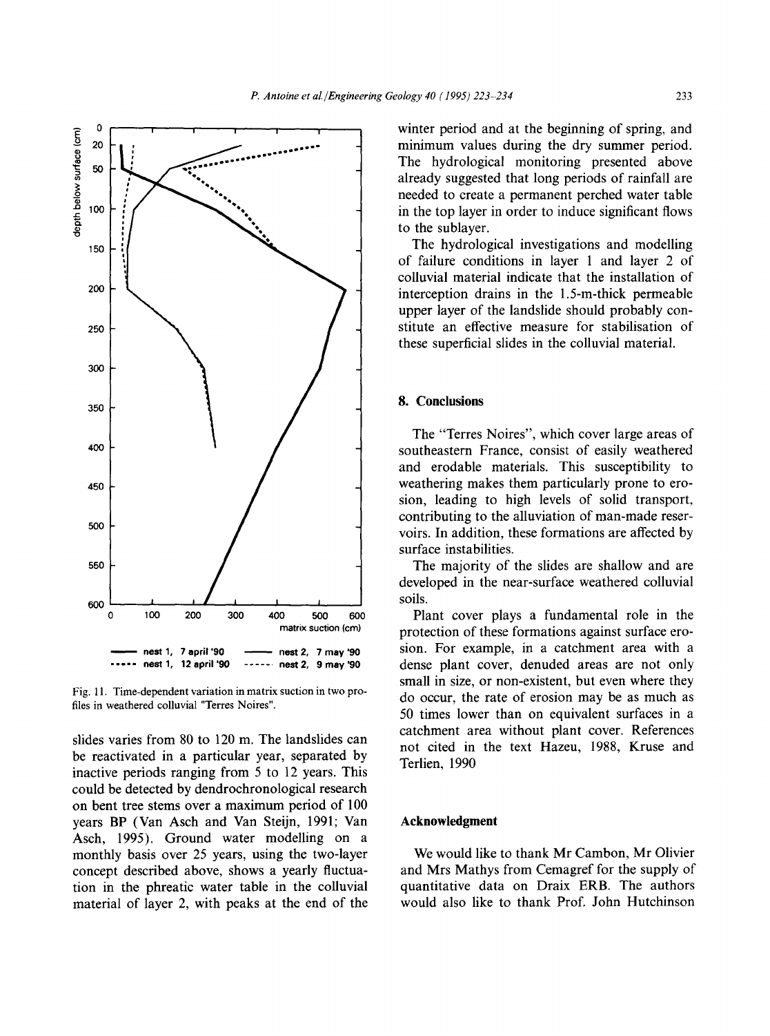Fig. 11. Time-dependent variation in matrix suction in two profiles in weathered colluvial "Terres Noires".

slides varies from 80 to 120 m. The landslides can be reactivated in a particular year, separated by inactive periods ranging from 5 to 12 years. This could be detected by dendrochronological research on bent tree stems over a maximum period of 100 years BP (Van Asch and Van Steijn, 1991; Van Asch, 1995). Ground water modelling on a monthly basis over 25 years, using the two-layer concept described above, shows a yearly fluctuation in the phreatic water table in the colluvial material of layer 2, with peaks at the end of the winter period and at the beginning of spring, and minimum values during the dry summer period. The hydrological monitoring presented above already suggested that long periods of rainfall are needed to create a permanent perched water table in the top layer in order to induce significant flows to the sublayer.

The hydrological investigations and modelling of failure conditions in layer 1 and layer 2 of colluvial material indicate that the installation of interception drains in the 1.5-m-thick permeable upper layer of the landslide should probably constitute an effective measure for stabilisation of these superficial slides in the colluvial material.

## 8. Conclusions

The "Terres Noires", which cover large areas of southeastern France, consist of easily weathered and erodable materials. This susceptibility to weathering makes them particularly prone to erosion, leading to high levels of solid transport, contributing to the alluviation of man-made reservoirs. In addition, these formations are affected by surface instabilities.

The majority of the slides are shallow and are developed in the near-surface weathered colluvial soils.

Plant cover plays a fundamental role in the protection of these formations against surface erosion. For example, in a catchment area with a dense plant cover, denuded areas are not only small in size, or non-existent, but even where they do occur, the rate of erosion may be as much as 50 times lower than on equivalent surfaces in a catchment area without plant cover. References not cited in the text Hazeu, 1988, Kruse and Terlien, 1990

## Acknowledgment

We would like to thank Mr Cambon, Mr Olivier and Mrs Mathys from Cemagref for the supply of quantitative data on Draix ERB. The authors would also like to thank Prof. John Hutchinson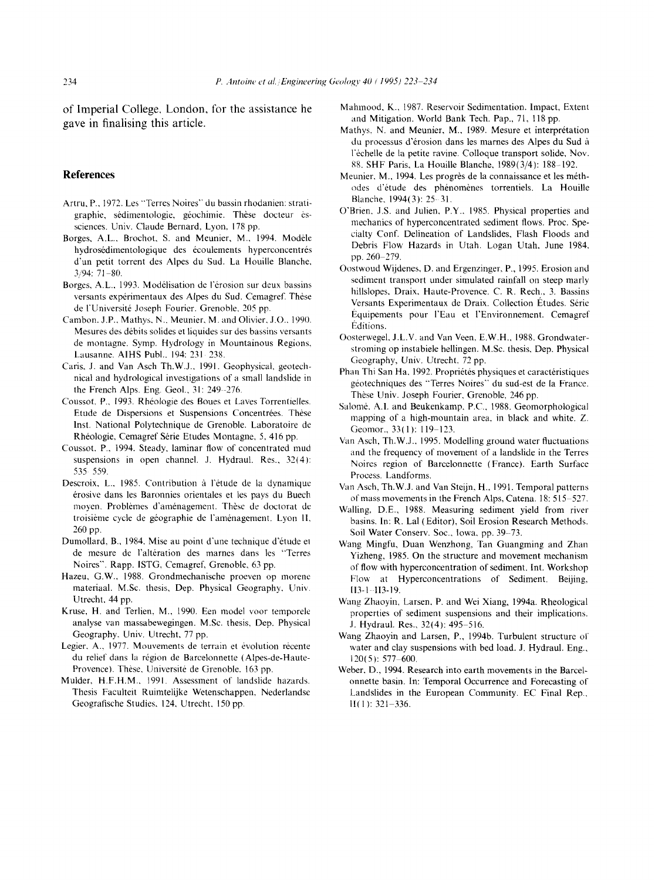of Imperial College, London, for the assistance he gave in finalising this article.

## References

Artru, P., 1972. Les "Terres Noires" du bassin rhodanien: stratigraphie, sédimentologie, géochimie. Thèse docteur ès-sciences. Univ. Claude Bernard, Lyon, 178 pp.

Borges, A.L., Brochot, S. and Meunier, M., 1994. Modèle hydrosédimentologique des écoulements hyperconcentrés d'un petit torrent des Alpes du Sud. La Houille Blanche, 3/94: 71–80.

Borges, A.L., 1993. Modélisation de l'érosion sur deux bassins versants expérimentaux des Alpes du Sud. Cemagref. Thèse de l'Université Joseph Fourier. Grenoble, 205 pp.

Cambon, J.P., Mathys, N., Meunier, M. and Olivier, J.O., 1990. Mesures des débits solides et liquides sur des bassins versants de montagne. Symp. Hydrology in Mountainous Regions, Lausanne. AIHS Publ., 194: 231–238.

Caris, J. and Van Asch Th.W.J., 1991. Geophysical, geotechnical and hydrological investigations of a small landslide in the French Alps. Eng. Geol., 31: 249–276.

Coussot, P., 1993. Rhéologie des Boues et Laves Torrentielles. Etude de Dispersions et Suspensions Concentrées. Thèse Inst. National Polytechnique de Grenoble. Laboratoire de Rhéologie, Cemagref Série Etudes Montagne, 5, 416 pp.

Coussot, P., 1994. Steady, laminar flow of concentrated mud suspensions in open channel. J. Hydraul. Res., 32(4): 535–559.

Descroix, L., 1985. Contribution à l'étude de la dynamique érosive dans les Baronnies orientales et les pays du Buech moyen. Problèmes d'aménagement. Thèse de doctorat de troisième cycle de géographie de l'aménagement. Lyon II, 260 pp.

Dumollard, B., 1984. Mise au point d'une technique d'étude et de mesure de l'altération des marnes dans les "Terres Noires". Rapp. ISTG, Cemagref, Grenoble, 63 pp.

Hazeu, G.W., 1988. Grondmechanische proeven op morene materiaal. M.Sc. thesis, Dep. Physical Geography, Univ. Utrecht, 44 pp.

Kruse, H. and Terlien, M., 1990. Een model voor temporele analyse van massabewegingen. M.Sc. thesis, Dep. Physical Geography, Univ. Utrecht, 77 pp.

Legier, A., 1977. Mouvements de terrain et évolution récente du relief dans la région de Barcelonnette (Alpes-de-Haute-Provence). Thèse, Université de Grenoble, 163 pp.

Mulder, H.F.H.M., 1991. Assessment of landslide hazards. Thesis Faculteit Ruimtelijke Wetenschappen, Nederlandse Geografische Studies, 124, Utrecht, 150 pp.

Mahmood, K., 1987. Reservoir Sedimentation. Impact, Extent and Mitigation. World Bank Tech. Pap., 71, 118 pp.

Mathys, N. and Meunier, M., 1989. Mesure et interprétation du processus d'érosion dans les marnes des Alpes du Sud à l'échelle de la petite ravine. Colloque transport solide, Nov. 88. SHF Paris, La Houille Blanche, 1989(3/4): 188–192.

Meunier, M., 1994. Les progrès de la connaissance et les méthodes d'étude des phénomènes torrentiels. La Houille Blanche, 1994(3): 25–31.

O'Brien, J.S. and Julien, P.Y., 1985. Physical properties and mechanics of hyperconcentrated sediment flows. Proc. Specialty Conf. Delineation of Landslides, Flash Floods and Debris Flow Hazards in Utah. Logan Utah, June 1984, pp. 260–279.

Oostwoud Wijdenes, D. and Ergenzinger, P., 1995. Erosion and sediment transport under simulated rainfall on steep marly hillslopes, Draix, Haute-Provence. C. R. Rech., 3. Bassins Versants Experimentaux de Draix. Collection Études. Série Équipements pour l'Eau et l'Environnement. Cemagref Éditions.

Oosterwegel, J.L.V. and Van Veen, E.W.H., 1988. Grondwaterstroming op instabiele hellingen. M.Sc. thesis, Dep. Physical Geography, Univ. Utrecht. 72 pp.

Phan Thi San Ha, 1992. Propriétés physiques et caractéristiques géotechniques des "Terres Noires" du sud-est de la France. Thèse Univ. Joseph Fourier, Grenoble, 246 pp.

Salomé, A.I. and Beukenkamp, P.C., 1988. Geomorphological mapping of a high-mountain area, in black and white. Z. Geomor., 33(1): 119–123.

Van Asch, Th.W.J., 1995. Modelling ground water fluctuations and the frequency of movement of a landslide in the Terres Noires region of Barcelonnette (France). Earth Surface Process. Landforms.

Van Asch, Th.W.J. and Van Steijn, H., 1991. Temporal patterns of mass movements in the French Alps, Catena. 18: 515–527.

Walling, D.E., 1988. Measuring sediment yield from river basins. In: R. Lal (Editor), Soil Erosion Research Methods. Soil Water Conserv. Soc., Iowa, pp. 39–73.

Wang Mingfu, Duan Wenzhong, Tan Guangming and Zhan Yizheng, 1985. On the structure and movement mechanism of flow with hyperconcentration of sediment. Int. Workshop Flow at Hyperconcentrations of Sediment. Beijing, II3-1–II3-19.

Wang Zhaoyin, Larsen, P. and Wei Xiang, 1994a. Rheological properties of sediment suspensions and their implications. J. Hydraul. Res., 32(4): 495–516.

Wang Zhaoyin and Larsen, P., 1994b. Turbulent structure of water and clay suspensions with bed load. J. Hydraul. Eng., 120(5): 577–600.

Weber, D., 1994. Research into earth movements in the Barcelonnette basin. In: Temporal Occurrence and Forecasting of Landslides in the European Community. EC Final Rep., II(1): 321–336.